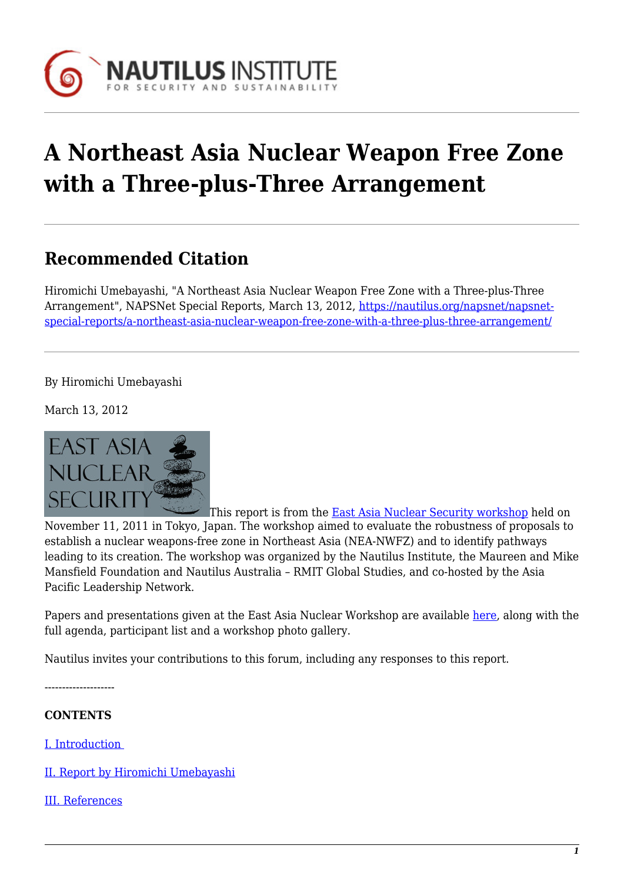# A Northeast Asia Nuclear Weapon Free Zone with a Three-plus-Three Arrangement

## Recommended Citation

Hiromichi Umebayashi, "A Northeast Asia Nuclear Weapon Free Zone with a Three-plus-Three Arrangement", NAPSNet Special Reports, March 13, 2012, https://nautilus.org/napsnet/napsnet-special-reports/a-northeast-asia-nuclear-weapon-free-zone-with-a-three-plus-three-arrangement/

By Hiromichi Umebayashi

March 13, 2012

This report is from the East Asia Nuclear Security workshop held on November 11, 2011 in Tokyo, Japan. The workshop aimed to evaluate the robustness of proposals to establish a nuclear weapons-free zone in Northeast Asia (NEA-NWFZ) and to identify pathways leading to its creation. The workshop was organized by the Nautilus Institute, the Maureen and Mike Mansfield Foundation and Nautilus Australia – RMIT Global Studies, and co-hosted by the Asia Pacific Leadership Network.

Papers and presentations given at the East Asia Nuclear Workshop are available here, along with the full agenda, participant list and a workshop photo gallery.

Nautilus invites your contributions to this forum, including any responses to this report.

--------------------

**CONTENTS**

I. Introduction

II. Report by Hiromichi Umebayashi

III. References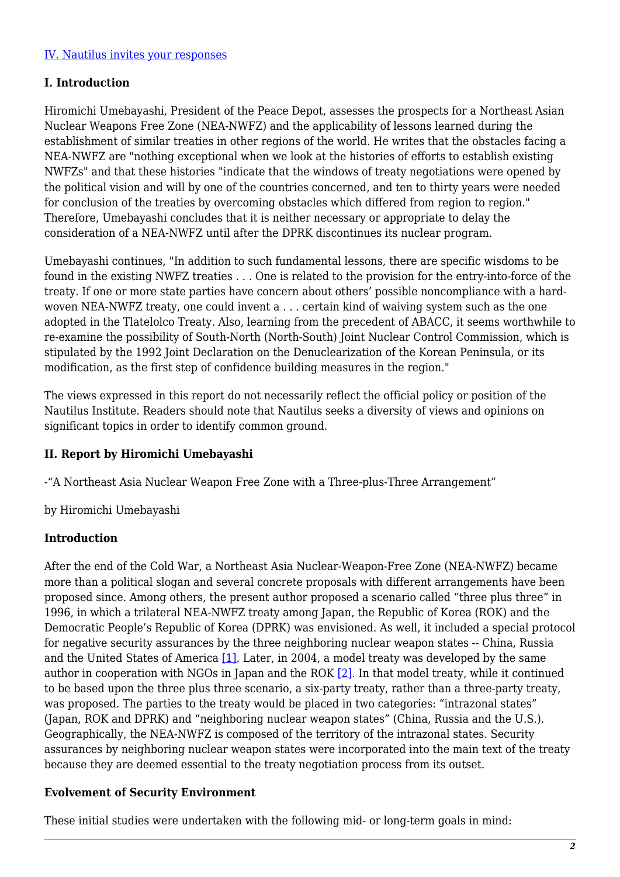[IV. Nautilus invites your responses](#)

### I. Introduction

Hiromichi Umebayashi, President of the Peace Depot, assesses the prospects for a Northeast Asian Nuclear Weapons Free Zone (NEA-NWFZ) and the applicability of lessons learned during the establishment of similar treaties in other regions of the world. He writes that the obstacles facing a NEA-NWFZ are "nothing exceptional when we look at the histories of efforts to establish existing NWFZs" and that these histories "indicate that the windows of treaty negotiations were opened by the political vision and will by one of the countries concerned, and ten to thirty years were needed for conclusion of the treaties by overcoming obstacles which differed from region to region." Therefore, Umebayashi concludes that it is neither necessary or appropriate to delay the consideration of a NEA-NWFZ until after the DPRK discontinues its nuclear program.

Umebayashi continues, "In addition to such fundamental lessons, there are specific wisdoms to be found in the existing NWFZ treaties . . . One is related to the provision for the entry-into-force of the treaty. If one or more state parties have concern about others' possible noncompliance with a hard-woven NEA-NWFZ treaty, one could invent a . . . certain kind of waiving system such as the one adopted in the Tlatelolco Treaty. Also, learning from the precedent of ABACC, it seems worthwhile to re-examine the possibility of South-North (North-South) Joint Nuclear Control Commission, which is stipulated by the 1992 Joint Declaration on the Denuclearization of the Korean Peninsula, or its modification, as the first step of confidence building measures in the region."

The views expressed in this report do not necessarily reflect the official policy or position of the Nautilus Institute. Readers should note that Nautilus seeks a diversity of views and opinions on significant topics in order to identify common ground.

### II. Report by Hiromichi Umebayashi

-"A Northeast Asia Nuclear Weapon Free Zone with a Three-plus-Three Arrangement"

by Hiromichi Umebayashi

#### Introduction

After the end of the Cold War, a Northeast Asia Nuclear-Weapon-Free Zone (NEA-NWFZ) became more than a political slogan and several concrete proposals with different arrangements have been proposed since. Among others, the present author proposed a scenario called "three plus three" in 1996, in which a trilateral NEA-NWFZ treaty among Japan, the Republic of Korea (ROK) and the Democratic People's Republic of Korea (DPRK) was envisioned. As well, it included a special protocol for negative security assurances by the three neighboring nuclear weapon states -- China, Russia and the United States of America [1]. Later, in 2004, a model treaty was developed by the same author in cooperation with NGOs in Japan and the ROK [2]. In that model treaty, while it continued to be based upon the three plus three scenario, a six-party treaty, rather than a three-party treaty, was proposed. The parties to the treaty would be placed in two categories: "intrazonal states" (Japan, ROK and DPRK) and "neighboring nuclear weapon states" (China, Russia and the U.S.). Geographically, the NEA-NWFZ is composed of the territory of the intrazonal states. Security assurances by neighboring nuclear weapon states were incorporated into the main text of the treaty because they are deemed essential to the treaty negotiation process from its outset.

#### Evolvement of Security Environment

These initial studies were undertaken with the following mid- or long-term goals in mind: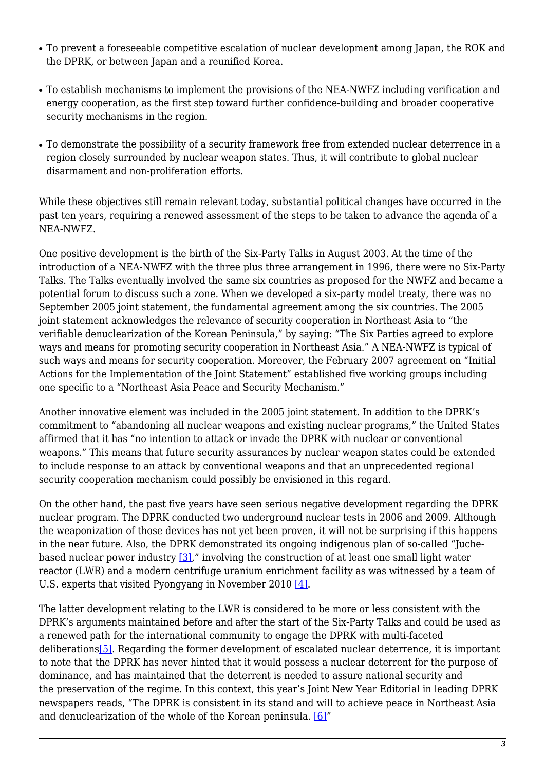- To prevent a foreseeable competitive escalation of nuclear development among Japan, the ROK and the DPRK, or between Japan and a reunified Korea.

- To establish mechanisms to implement the provisions of the NEA-NWFZ including verification and energy cooperation, as the first step toward further confidence-building and broader cooperative security mechanisms in the region.

- To demonstrate the possibility of a security framework free from extended nuclear deterrence in a region closely surrounded by nuclear weapon states. Thus, it will contribute to global nuclear disarmament and non-proliferation efforts.

While these objectives still remain relevant today, substantial political changes have occurred in the past ten years, requiring a renewed assessment of the steps to be taken to advance the agenda of a NEA-NWFZ.

One positive development is the birth of the Six-Party Talks in August 2003. At the time of the introduction of a NEA-NWFZ with the three plus three arrangement in 1996, there were no Six-Party Talks. The Talks eventually involved the same six countries as proposed for the NWFZ and became a potential forum to discuss such a zone. When we developed a six-party model treaty, there was no September 2005 joint statement, the fundamental agreement among the six countries. The 2005 joint statement acknowledges the relevance of security cooperation in Northeast Asia to "the verifiable denuclearization of the Korean Peninsula," by saying: "The Six Parties agreed to explore ways and means for promoting security cooperation in Northeast Asia." A NEA-NWFZ is typical of such ways and means for security cooperation. Moreover, the February 2007 agreement on "Initial Actions for the Implementation of the Joint Statement" established five working groups including one specific to a "Northeast Asia Peace and Security Mechanism."

Another innovative element was included in the 2005 joint statement. In addition to the DPRK's commitment to "abandoning all nuclear weapons and existing nuclear programs," the United States affirmed that it has "no intention to attack or invade the DPRK with nuclear or conventional weapons." This means that future security assurances by nuclear weapon states could be extended to include response to an attack by conventional weapons and that an unprecedented regional security cooperation mechanism could possibly be envisioned in this regard.

On the other hand, the past five years have seen serious negative development regarding the DPRK nuclear program. The DPRK conducted two underground nuclear tests in 2006 and 2009. Although the weaponization of those devices has not yet been proven, it will not be surprising if this happens in the near future. Also, the DPRK demonstrated its ongoing indigenous plan of so-called "Juche-based nuclear power industry [3]," involving the construction of at least one small light water reactor (LWR) and a modern centrifuge uranium enrichment facility as was witnessed by a team of U.S. experts that visited Pyongyang in November 2010 [4].

The latter development relating to the LWR is considered to be more or less consistent with the DPRK's arguments maintained before and after the start of the Six-Party Talks and could be used as a renewed path for the international community to engage the DPRK with multi-faceted deliberations[5]. Regarding the former development of escalated nuclear deterrence, it is important to note that the DPRK has never hinted that it would possess a nuclear deterrent for the purpose of dominance, and has maintained that the deterrent is needed to assure national security and the preservation of the regime. In this context, this year's Joint New Year Editorial in leading DPRK newspapers reads, "The DPRK is consistent in its stand and will to achieve peace in Northeast Asia and denuclearization of the whole of the Korean peninsula. [6]"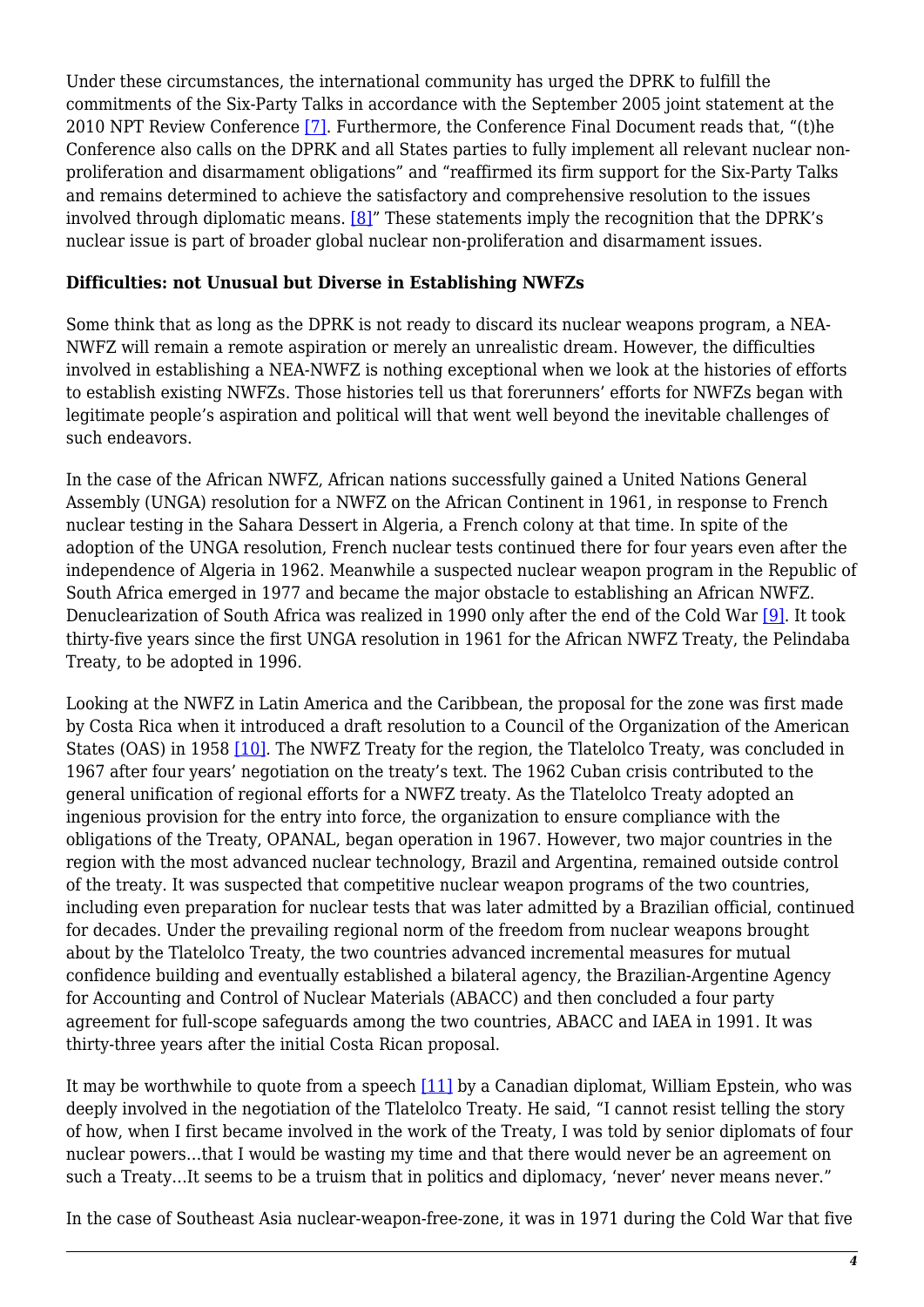Under these circumstances, the international community has urged the DPRK to fulfill the commitments of the Six-Party Talks in accordance with the September 2005 joint statement at the 2010 NPT Review Conference [7]. Furthermore, the Conference Final Document reads that, "(t)he Conference also calls on the DPRK and all States parties to fully implement all relevant nuclear non-proliferation and disarmament obligations" and "reaffirmed its firm support for the Six-Party Talks and remains determined to achieve the satisfactory and comprehensive resolution to the issues involved through diplomatic means. [8]" These statements imply the recognition that the DPRK's nuclear issue is part of broader global nuclear non-proliferation and disarmament issues.

**Difficulties: not Unusual but Diverse in Establishing NWFZs**

Some think that as long as the DPRK is not ready to discard its nuclear weapons program, a NEA-NWFZ will remain a remote aspiration or merely an unrealistic dream. However, the difficulties involved in establishing a NEA-NWFZ is nothing exceptional when we look at the histories of efforts to establish existing NWFZs. Those histories tell us that forerunners' efforts for NWFZs began with legitimate people's aspiration and political will that went well beyond the inevitable challenges of such endeavors.

In the case of the African NWFZ, African nations successfully gained a United Nations General Assembly (UNGA) resolution for a NWFZ on the African Continent in 1961, in response to French nuclear testing in the Sahara Dessert in Algeria, a French colony at that time. In spite of the adoption of the UNGA resolution, French nuclear tests continued there for four years even after the independence of Algeria in 1962. Meanwhile a suspected nuclear weapon program in the Republic of South Africa emerged in 1977 and became the major obstacle to establishing an African NWFZ. Denuclearization of South Africa was realized in 1990 only after the end of the Cold War [9]. It took thirty-five years since the first UNGA resolution in 1961 for the African NWFZ Treaty, the Pelindaba Treaty, to be adopted in 1996.

Looking at the NWFZ in Latin America and the Caribbean, the proposal for the zone was first made by Costa Rica when it introduced a draft resolution to a Council of the Organization of the American States (OAS) in 1958 [10]. The NWFZ Treaty for the region, the Tlatelolco Treaty, was concluded in 1967 after four years' negotiation on the treaty's text. The 1962 Cuban crisis contributed to the general unification of regional efforts for a NWFZ treaty. As the Tlatelolco Treaty adopted an ingenious provision for the entry into force, the organization to ensure compliance with the obligations of the Treaty, OPANAL, began operation in 1967. However, two major countries in the region with the most advanced nuclear technology, Brazil and Argentina, remained outside control of the treaty. It was suspected that competitive nuclear weapon programs of the two countries, including even preparation for nuclear tests that was later admitted by a Brazilian official, continued for decades. Under the prevailing regional norm of the freedom from nuclear weapons brought about by the Tlatelolco Treaty, the two countries advanced incremental measures for mutual confidence building and eventually established a bilateral agency, the Brazilian-Argentine Agency for Accounting and Control of Nuclear Materials (ABACC) and then concluded a four party agreement for full-scope safeguards among the two countries, ABACC and IAEA in 1991. It was thirty-three years after the initial Costa Rican proposal.

It may be worthwhile to quote from a speech [11] by a Canadian diplomat, William Epstein, who was deeply involved in the negotiation of the Tlatelolco Treaty. He said, "I cannot resist telling the story of how, when I first became involved in the work of the Treaty, I was told by senior diplomats of four nuclear powers…that I would be wasting my time and that there would never be an agreement on such a Treaty…It seems to be a truism that in politics and diplomacy, 'never' never means never."

In the case of Southeast Asia nuclear-weapon-free-zone, it was in 1971 during the Cold War that five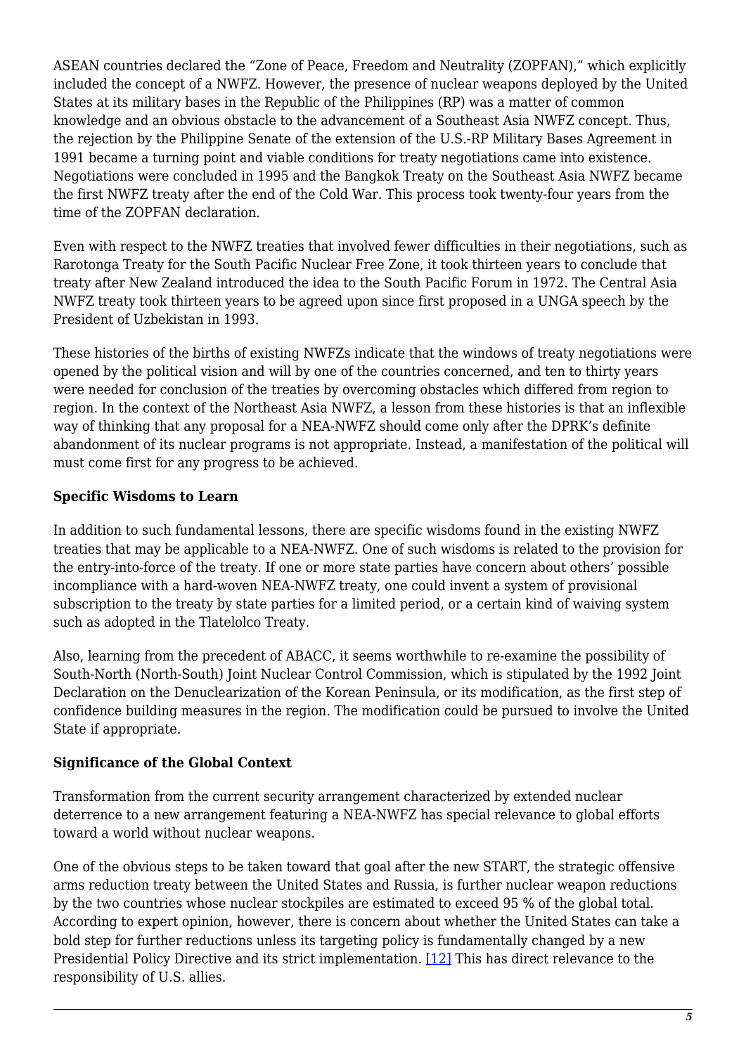ASEAN countries declared the "Zone of Peace, Freedom and Neutrality (ZOPFAN)," which explicitly included the concept of a NWFZ. However, the presence of nuclear weapons deployed by the United States at its military bases in the Republic of the Philippines (RP) was a matter of common knowledge and an obvious obstacle to the advancement of a Southeast Asia NWFZ concept. Thus, the rejection by the Philippine Senate of the extension of the U.S.-RP Military Bases Agreement in 1991 became a turning point and viable conditions for treaty negotiations came into existence. Negotiations were concluded in 1995 and the Bangkok Treaty on the Southeast Asia NWFZ became the first NWFZ treaty after the end of the Cold War. This process took twenty-four years from the time of the ZOPFAN declaration.

Even with respect to the NWFZ treaties that involved fewer difficulties in their negotiations, such as Rarotonga Treaty for the South Pacific Nuclear Free Zone, it took thirteen years to conclude that treaty after New Zealand introduced the idea to the South Pacific Forum in 1972. The Central Asia NWFZ treaty took thirteen years to be agreed upon since first proposed in a UNGA speech by the President of Uzbekistan in 1993.

These histories of the births of existing NWFZs indicate that the windows of treaty negotiations were opened by the political vision and will by one of the countries concerned, and ten to thirty years were needed for conclusion of the treaties by overcoming obstacles which differed from region to region. In the context of the Northeast Asia NWFZ, a lesson from these histories is that an inflexible way of thinking that any proposal for a NEA-NWFZ should come only after the DPRK's definite abandonment of its nuclear programs is not appropriate. Instead, a manifestation of the political will must come first for any progress to be achieved.

**Specific Wisdoms to Learn**

In addition to such fundamental lessons, there are specific wisdoms found in the existing NWFZ treaties that may be applicable to a NEA-NWFZ. One of such wisdoms is related to the provision for the entry-into-force of the treaty. If one or more state parties have concern about others' possible incompliance with a hard-woven NEA-NWFZ treaty, one could invent a system of provisional subscription to the treaty by state parties for a limited period, or a certain kind of waiving system such as adopted in the Tlatelolco Treaty.

Also, learning from the precedent of ABACC, it seems worthwhile to re-examine the possibility of South-North (North-South) Joint Nuclear Control Commission, which is stipulated by the 1992 Joint Declaration on the Denuclearization of the Korean Peninsula, or its modification, as the first step of confidence building measures in the region. The modification could be pursued to involve the United State if appropriate.

**Significance of the Global Context**

Transformation from the current security arrangement characterized by extended nuclear deterrence to a new arrangement featuring a NEA-NWFZ has special relevance to global efforts toward a world without nuclear weapons.

One of the obvious steps to be taken toward that goal after the new START, the strategic offensive arms reduction treaty between the United States and Russia, is further nuclear weapon reductions by the two countries whose nuclear stockpiles are estimated to exceed 95 % of the global total. According to expert opinion, however, there is concern about whether the United States can take a bold step for further reductions unless its targeting policy is fundamentally changed by a new Presidential Policy Directive and its strict implementation. [12] This has direct relevance to the responsibility of U.S. allies.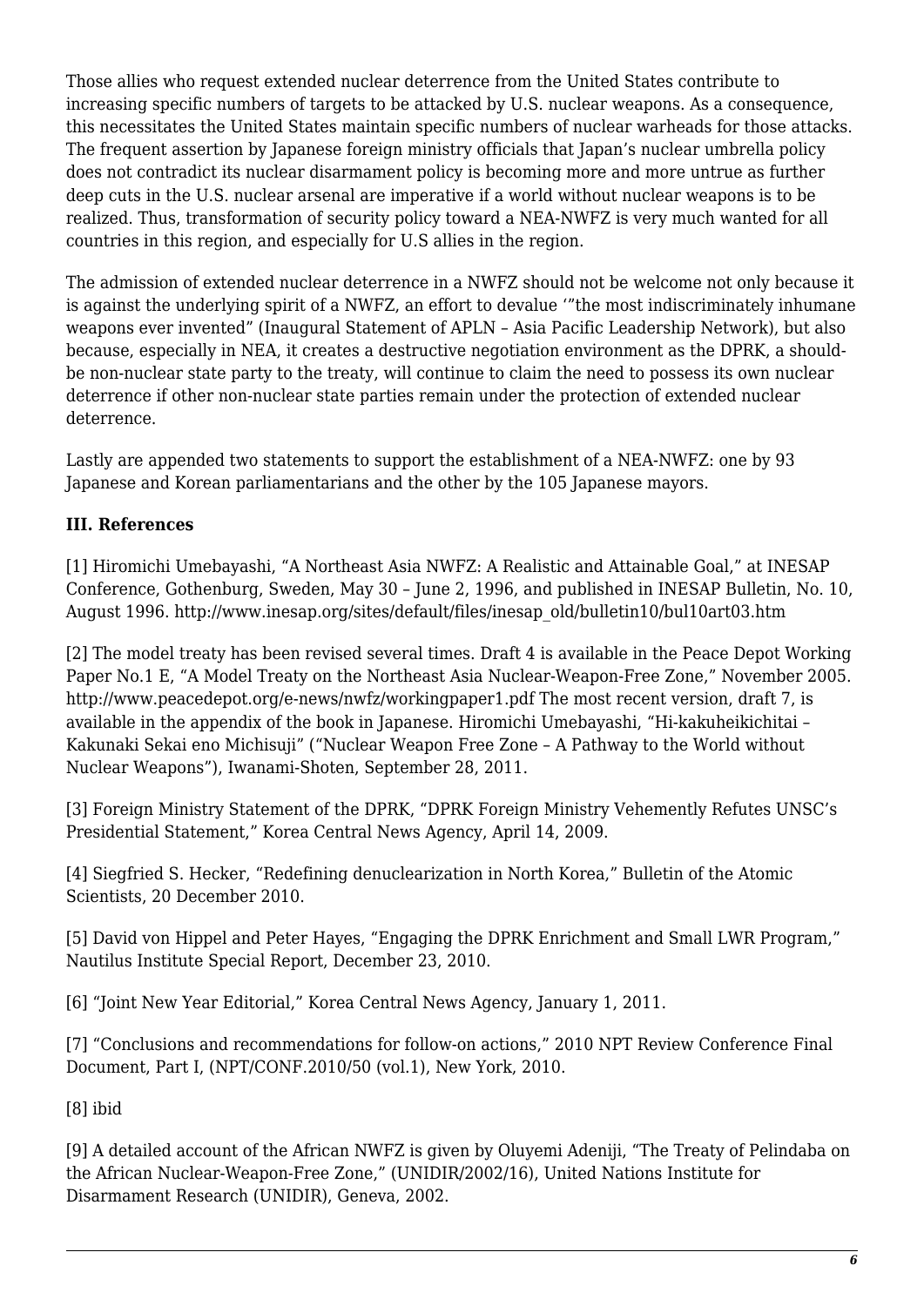Those allies who request extended nuclear deterrence from the United States contribute to increasing specific numbers of targets to be attacked by U.S. nuclear weapons. As a consequence, this necessitates the United States maintain specific numbers of nuclear warheads for those attacks. The frequent assertion by Japanese foreign ministry officials that Japan's nuclear umbrella policy does not contradict its nuclear disarmament policy is becoming more and more untrue as further deep cuts in the U.S. nuclear arsenal are imperative if a world without nuclear weapons is to be realized. Thus, transformation of security policy toward a NEA-NWFZ is very much wanted for all countries in this region, and especially for U.S allies in the region.

The admission of extended nuclear deterrence in a NWFZ should not be welcome not only because it is against the underlying spirit of a NWFZ, an effort to devalue '"the most indiscriminately inhumane weapons ever invented" (Inaugural Statement of APLN – Asia Pacific Leadership Network), but also because, especially in NEA, it creates a destructive negotiation environment as the DPRK, a should-be non-nuclear state party to the treaty, will continue to claim the need to possess its own nuclear deterrence if other non-nuclear state parties remain under the protection of extended nuclear deterrence.

Lastly are appended two statements to support the establishment of a NEA-NWFZ: one by 93 Japanese and Korean parliamentarians and the other by the 105 Japanese mayors.

### III. References

[1] Hiromichi Umebayashi, "A Northeast Asia NWFZ: A Realistic and Attainable Goal," at INESAP Conference, Gothenburg, Sweden, May 30 – June 2, 1996, and published in INESAP Bulletin, No. 10, August 1996. http://www.inesap.org/sites/default/files/inesap_old/bulletin10/bul10art03.htm

[2] The model treaty has been revised several times. Draft 4 is available in the Peace Depot Working Paper No.1 E, "A Model Treaty on the Northeast Asia Nuclear-Weapon-Free Zone," November 2005. http://www.peacedepot.org/e-news/nwfz/workingpaper1.pdf The most recent version, draft 7, is available in the appendix of the book in Japanese. Hiromichi Umebayashi, "Hi-kakuheikichitai – Kakunaki Sekai eno Michisuji" ("Nuclear Weapon Free Zone – A Pathway to the World without Nuclear Weapons"), Iwanami-Shoten, September 28, 2011.

[3] Foreign Ministry Statement of the DPRK, "DPRK Foreign Ministry Vehemently Refutes UNSC's Presidential Statement," Korea Central News Agency, April 14, 2009.

[4] Siegfried S. Hecker, "Redefining denuclearization in North Korea," Bulletin of the Atomic Scientists, 20 December 2010.

[5] David von Hippel and Peter Hayes, "Engaging the DPRK Enrichment and Small LWR Program," Nautilus Institute Special Report, December 23, 2010.

[6] "Joint New Year Editorial," Korea Central News Agency, January 1, 2011.

[7] "Conclusions and recommendations for follow-on actions," 2010 NPT Review Conference Final Document, Part I, (NPT/CONF.2010/50 (vol.1), New York, 2010.

[8] ibid

[9] A detailed account of the African NWFZ is given by Oluyemi Adeniji, "The Treaty of Pelindaba on the African Nuclear-Weapon-Free Zone," (UNIDIR/2002/16), United Nations Institute for Disarmament Research (UNIDIR), Geneva, 2002.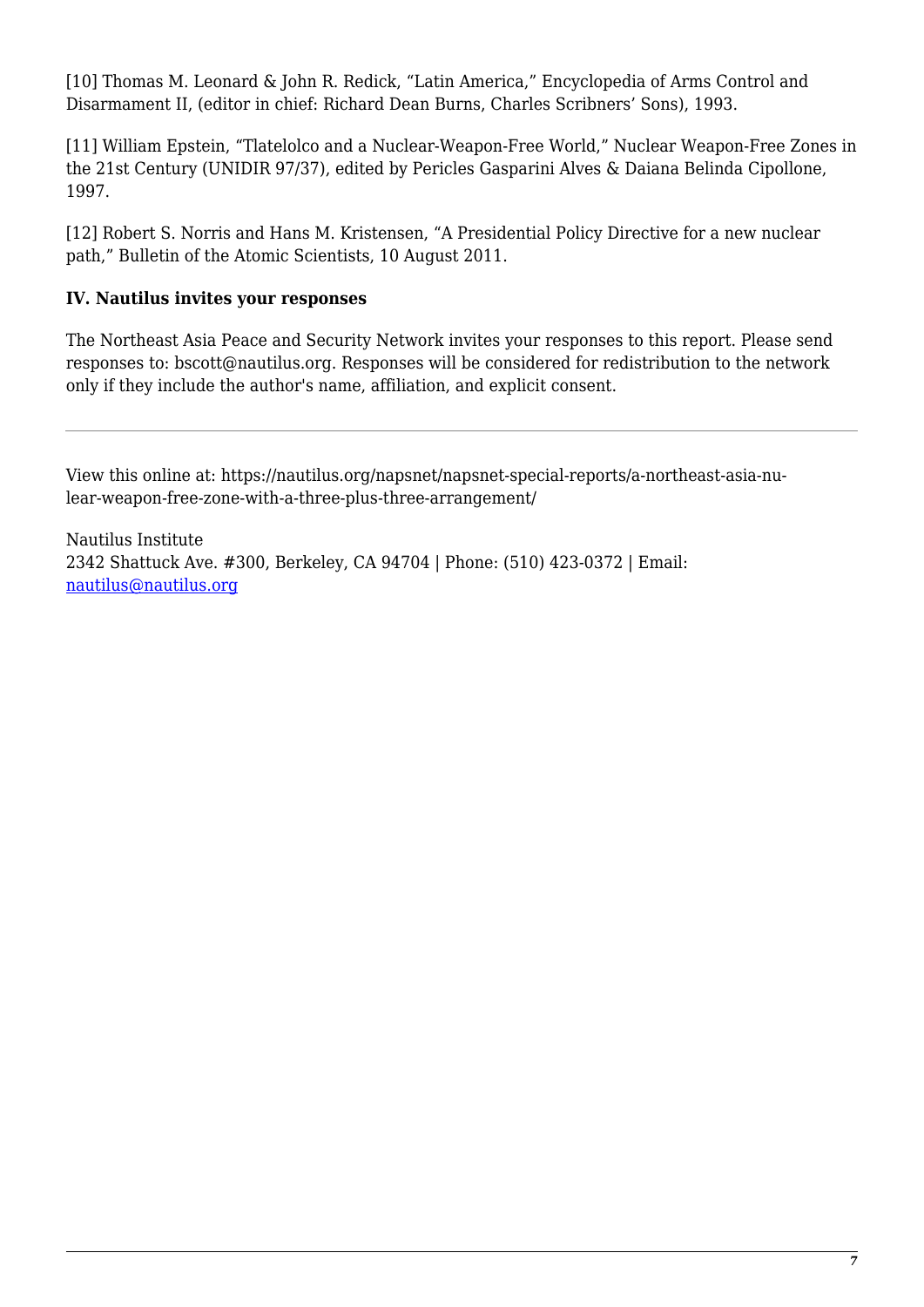[10] Thomas M. Leonard & John R. Redick, “Latin America,” Encyclopedia of Arms Control and Disarmament II, (editor in chief: Richard Dean Burns, Charles Scribners’ Sons), 1993.

[11] William Epstein, “Tlatelolco and a Nuclear-Weapon-Free World,” Nuclear Weapon-Free Zones in the 21st Century (UNIDIR 97/37), edited by Pericles Gasparini Alves & Daiana Belinda Cipollone, 1997.

[12] Robert S. Norris and Hans M. Kristensen, “A Presidential Policy Directive for a new nuclear path,” Bulletin of the Atomic Scientists, 10 August 2011.

### IV. Nautilus invites your responses

The Northeast Asia Peace and Security Network invites your responses to this report. Please send responses to: bscott@nautilus.org. Responses will be considered for redistribution to the network only if they include the author's name, affiliation, and explicit consent.

---

View this online at: https://nautilus.org/napsnet/napsnet-special-reports/a-northeast-asia-nulear-weapon-free-zone-with-a-three-plus-three-arrangement/

Nautilus Institute
2342 Shattuck Ave. #300, Berkeley, CA 94704 | Phone: (510) 423-0372 | Email: nautilus@nautilus.org